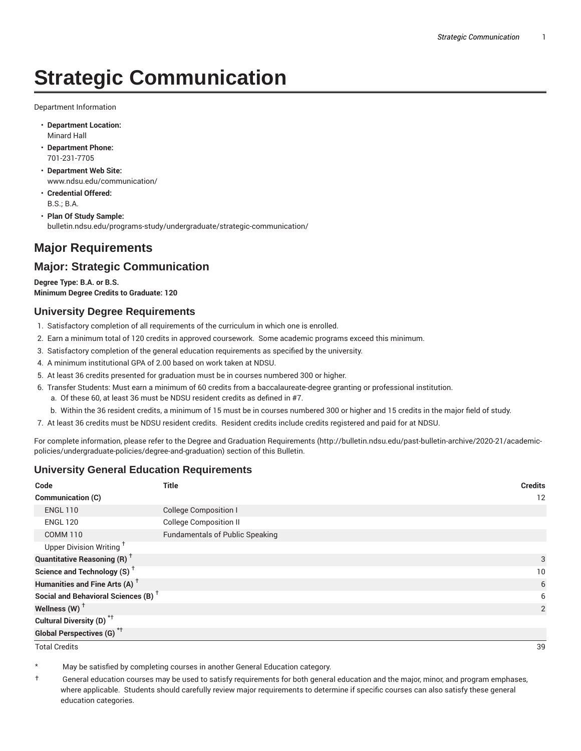# Strategic Communication

Department Information

- **Department Location:** Minard Hall
- **Department Phone:** 701-231-7705
- **Department Web Site:** www.ndsu.edu/communication/
- **Credential Offered:** B.S.; B.A.
- **Plan Of Study Sample:** bulletin.ndsu.edu/programs-study/undergraduate/strategic-communication/

## Major Requirements

## Major: Strategic Communication

**Degree Type: B.A. or B.S.**
**Minimum Degree Credits to Graduate: 120**

### University Degree Requirements

1. Satisfactory completion of all requirements of the curriculum in which one is enrolled.
2. Earn a minimum total of 120 credits in approved coursework. Some academic programs exceed this minimum.
3. Satisfactory completion of the general education requirements as specified by the university.
4. A minimum institutional GPA of 2.00 based on work taken at NDSU.
5. At least 36 credits presented for graduation must be in courses numbered 300 or higher.
6. Transfer Students: Must earn a minimum of 60 credits from a baccalaureate-degree granting or professional institution.
   a. Of these 60, at least 36 must be NDSU resident credits as defined in #7.
   b. Within the 36 resident credits, a minimum of 15 must be in courses numbered 300 or higher and 15 credits in the major field of study.
7. At least 36 credits must be NDSU resident credits. Resident credits include credits registered and paid for at NDSU.

For complete information, please refer to the Degree and Graduation Requirements (http://bulletin.ndsu.edu/past-bulletin-archive/2020-21/academic-policies/undergraduate-policies/degree-and-graduation) section of this Bulletin.

### University General Education Requirements

| Code | Title | Credits |
|---|---|---|
| **Communication (C)** | | 12 |
| ENGL 110 | College Composition I | |
| ENGL 120 | College Composition II | |
| COMM 110 | Fundamentals of Public Speaking | |
| Upper Division Writing † | | |
| **Quantitative Reasoning (R) †** | | 3 |
| **Science and Technology (S) †** | | 10 |
| **Humanities and Fine Arts (A) †** | | 6 |
| **Social and Behavioral Sciences (B) †** | | 6 |
| **Wellness (W) †** | | 2 |
| **Cultural Diversity (D) *†** | | |
| **Global Perspectives (G) *†** | | |
| Total Credits | | 39 |

\* May be satisfied by completing courses in another General Education category.

† General education courses may be used to satisfy requirements for both general education and the major, minor, and program emphases, where applicable. Students should carefully review major requirements to determine if specific courses can also satisfy these general education categories.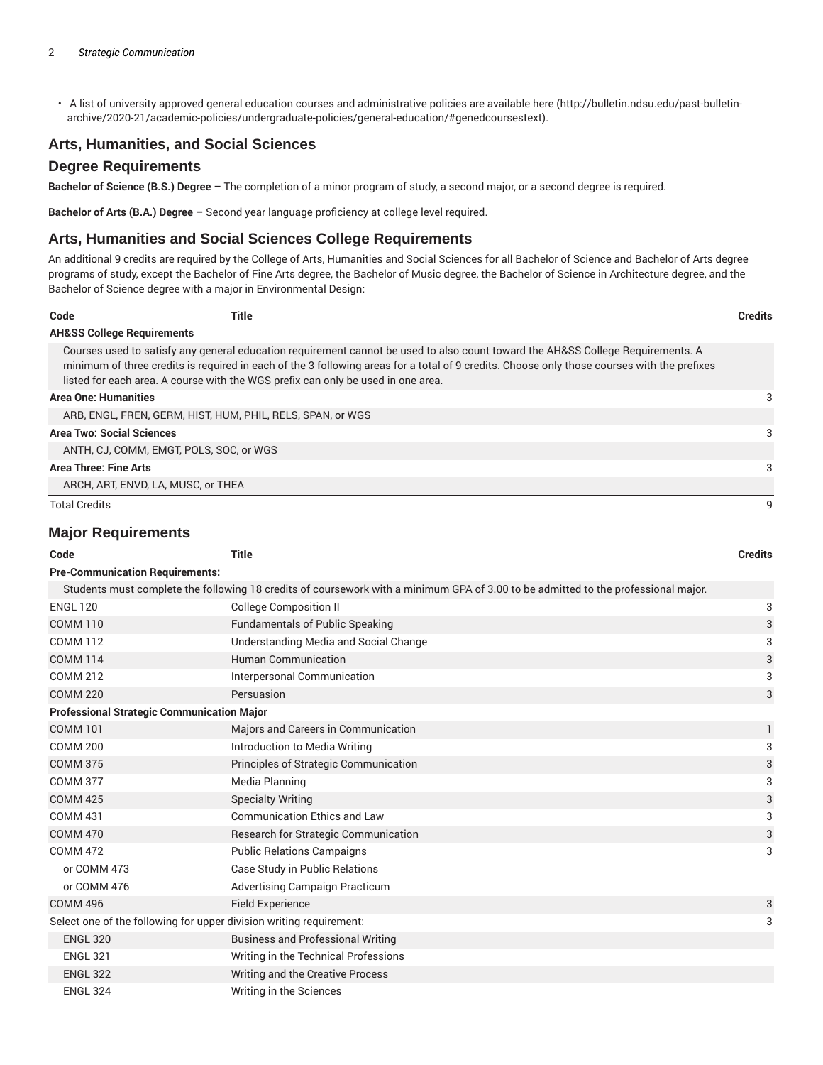- A list of university approved general education courses and administrative policies are available here (http://bulletin.ndsu.edu/past-bulletin-archive/2020-21/academic-policies/undergraduate-policies/general-education/#genedcoursestext).

## Arts, Humanities, and Social Sciences

### Degree Requirements

**Bachelor of Science (B.S.) Degree –** The completion of a minor program of study, a second major, or a second degree is required.

**Bachelor of Arts (B.A.) Degree –** Second year language proficiency at college level required.

## Arts, Humanities and Social Sciences College Requirements

An additional 9 credits are required by the College of Arts, Humanities and Social Sciences for all Bachelor of Science and Bachelor of Arts degree programs of study, except the Bachelor of Fine Arts degree, the Bachelor of Music degree, the Bachelor of Science in Architecture degree, and the Bachelor of Science degree with a major in Environmental Design:

| Code | Title | Credits |
|---|---|---|
| **AH&SS College Requirements** | | |
| Courses used to satisfy any general education requirement cannot be used to also count toward the AH&SS College Requirements. A minimum of three credits is required in each of the 3 following areas for a total of 9 credits. Choose only those courses with the prefixes listed for each area. A course with the WGS prefix can only be used in one area. | | |
| **Area One: Humanities** | | 3 |
| ARB, ENGL, FREN, GERM, HIST, HUM, PHIL, RELS, SPAN, or WGS | | |
| **Area Two: Social Sciences** | | 3 |
| ANTH, CJ, COMM, EMGT, POLS, SOC, or WGS | | |
| **Area Three: Fine Arts** | | 3 |
| ARCH, ART, ENVD, LA, MUSC, or THEA | | |
| Total Credits | | 9 |

## Major Requirements

| Code | Title | Credits |
|---|---|---|
| **Pre-Communication Requirements:** | | |
| Students must complete the following 18 credits of coursework with a minimum GPA of 3.00 to be admitted to the professional major. | | |
| ENGL 120 | College Composition II | 3 |
| COMM 110 | Fundamentals of Public Speaking | 3 |
| COMM 112 | Understanding Media and Social Change | 3 |
| COMM 114 | Human Communication | 3 |
| COMM 212 | Interpersonal Communication | 3 |
| COMM 220 | Persuasion | 3 |
| **Professional Strategic Communication Major** | | |
| COMM 101 | Majors and Careers in Communication | 1 |
| COMM 200 | Introduction to Media Writing | 3 |
| COMM 375 | Principles of Strategic Communication | 3 |
| COMM 377 | Media Planning | 3 |
| COMM 425 | Specialty Writing | 3 |
| COMM 431 | Communication Ethics and Law | 3 |
| COMM 470 | Research for Strategic Communication | 3 |
| COMM 472 | Public Relations Campaigns | 3 |
| or COMM 473 | Case Study in Public Relations | |
| or COMM 476 | Advertising Campaign Practicum | |
| COMM 496 | Field Experience | 3 |
| Select one of the following for upper division writing requirement: | | 3 |
| ENGL 320 | Business and Professional Writing | |
| ENGL 321 | Writing in the Technical Professions | |
| ENGL 322 | Writing and the Creative Process | |
| ENGL 324 | Writing in the Sciences | |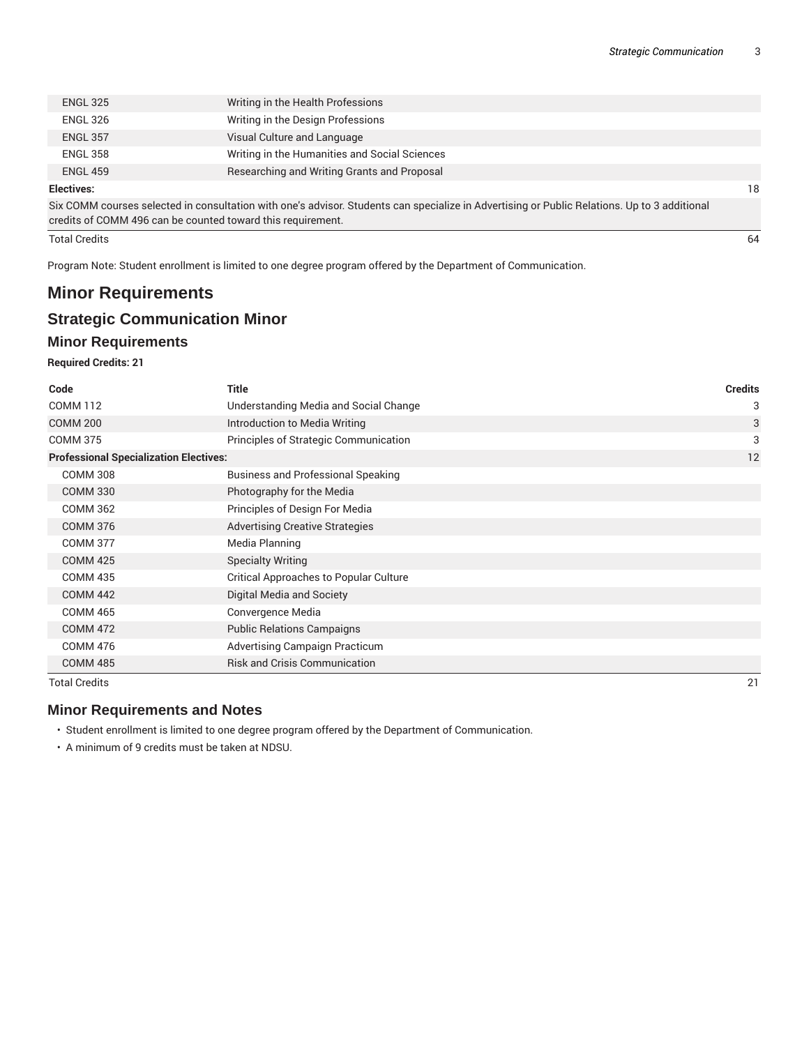| | | |
|---|---|---|
| ENGL 325 | Writing in the Health Professions | |
| ENGL 326 | Writing in the Design Professions | |
| ENGL 357 | Visual Culture and Language | |
| ENGL 358 | Writing in the Humanities and Social Sciences | |
| ENGL 459 | Researching and Writing Grants and Proposal | |
| **Electives:** | | 18 |
| Six COMM courses selected in consultation with one's advisor. Students can specialize in Advertising or Public Relations. Up to 3 additional credits of COMM 496 can be counted toward this requirement. | | |
| Total Credits | | 64 |

Program Note: Student enrollment is limited to one degree program offered by the Department of Communication.

# Minor Requirements

## Strategic Communication Minor

### Minor Requirements

**Required Credits: 21**

| Code | Title | Credits |
|---|---|---|
| COMM 112 | Understanding Media and Social Change | 3 |
| COMM 200 | Introduction to Media Writing | 3 |
| COMM 375 | Principles of Strategic Communication | 3 |
| **Professional Specialization Electives:** | | 12 |
| COMM 308 | Business and Professional Speaking | |
| COMM 330 | Photography for the Media | |
| COMM 362 | Principles of Design For Media | |
| COMM 376 | Advertising Creative Strategies | |
| COMM 377 | Media Planning | |
| COMM 425 | Specialty Writing | |
| COMM 435 | Critical Approaches to Popular Culture | |
| COMM 442 | Digital Media and Society | |
| COMM 465 | Convergence Media | |
| COMM 472 | Public Relations Campaigns | |
| COMM 476 | Advertising Campaign Practicum | |
| COMM 485 | Risk and Crisis Communication | |
| Total Credits | | 21 |

### Minor Requirements and Notes

- Student enrollment is limited to one degree program offered by the Department of Communication.
- A minimum of 9 credits must be taken at NDSU.